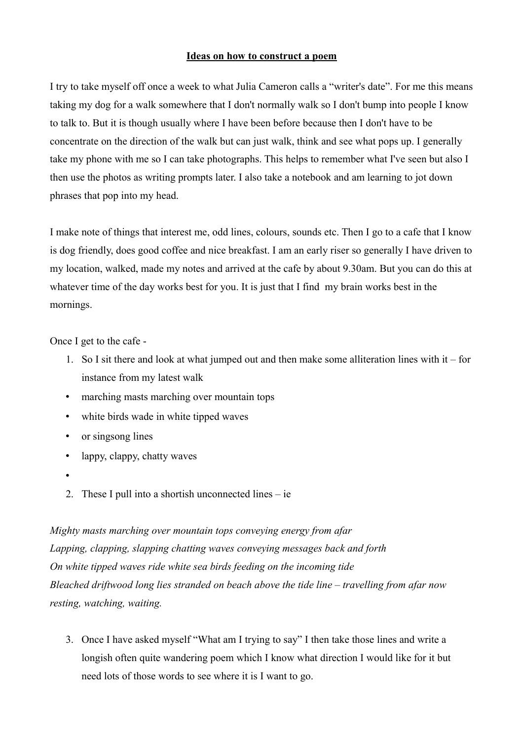**Ideas on how to construct a poem**

I try to take myself off once a week to what Julia Cameron calls a "writer's date". For me this means taking my dog for a walk somewhere that I don't normally walk so I don't bump into people I know to talk to. But it is though usually where I have been before because then I don't have to be concentrate on the direction of the walk but can just walk, think and see what pops up. I generally take my phone with me so I can take photographs. This helps to remember what I've seen but also I then use the photos as writing prompts later. I also take a notebook and am learning to jot down phrases that pop into my head.

I make note of things that interest me, odd lines, colours, sounds etc. Then I go to a cafe that I know is dog friendly, does good coffee and nice breakfast. I am an early riser so generally I have driven to my location, walked, made my notes and arrived at the cafe by about 9.30am. But you can do this at whatever time of the day works best for you. It is just that I find my brain works best in the mornings.

Once I get to the cafe -

1. So I sit there and look at what jumped out and then make some alliteration lines with it – for instance from my latest walk

- marching masts marching over mountain tops
- white birds wade in white tipped waves
- or singsong lines
- lappy, clappy, chatty waves
- 

2. These I pull into a shortish unconnected lines – ie

*Mighty masts marching over mountain tops conveying energy from afar*
*Lapping, clapping, slapping chatting waves conveying messages back and forth*
*On white tipped waves ride white sea birds feeding on the incoming tide*
*Bleached driftwood long lies stranded on beach above the tide line – travelling from afar now resting, watching, waiting.*

3. Once I have asked myself "What am I trying to say" I then take those lines and write a longish often quite wandering poem which I know what direction I would like for it but need lots of those words to see where it is I want to go.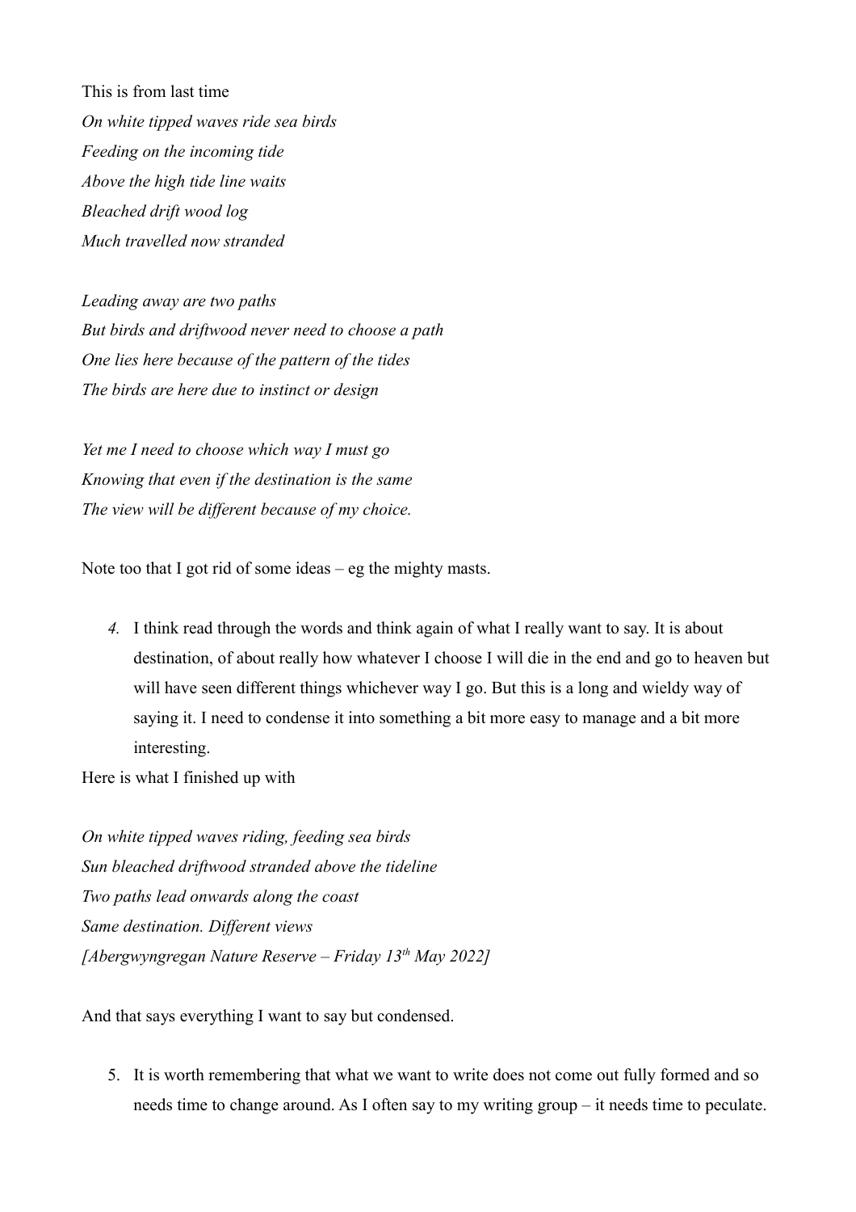This is from last time

*On white tipped waves ride sea birds*
*Feeding on the incoming tide*
*Above the high tide line waits*
*Bleached drift wood log*
*Much travelled now stranded*

*Leading away are two paths*
*But birds and driftwood never need to choose a path*
*One lies here because of the pattern of the tides*
*The birds are here due to instinct or design*

*Yet me I need to choose which way I must go*
*Knowing that even if the destination is the same*
*The view will be different because of my choice.*

Note too that I got rid of some ideas – eg the mighty masts.

4. I think read through the words and think again of what I really want to say. It is about destination, of about really how whatever I choose I will die in the end and go to heaven but will have seen different things whichever way I go. But this is a long and wieldy way of saying it. I need to condense it into something a bit more easy to manage and a bit more interesting.

Here is what I finished up with

*On white tipped waves riding, feeding sea birds*
*Sun bleached driftwood stranded above the tideline*
*Two paths lead onwards along the coast*
*Same destination. Different views*
*[Abergwyngregan Nature Reserve – Friday 13th May 2022]*

And that says everything I want to say but condensed.

5. It is worth remembering that what we want to write does not come out fully formed and so needs time to change around. As I often say to my writing group – it needs time to peculate.